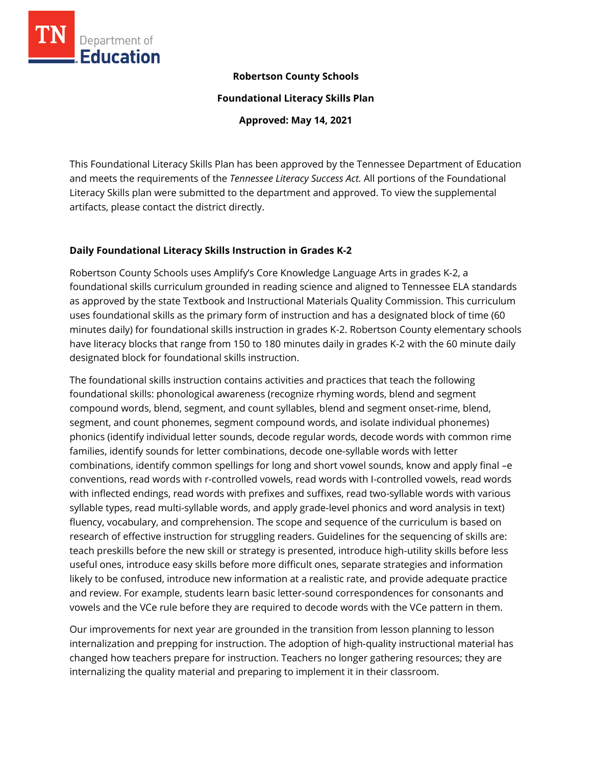**Robertson County Schools**

**Foundational Literacy Skills Plan**

**Approved: May 14, 2021**

This Foundational Literacy Skills Plan has been approved by the Tennessee Department of Education and meets the requirements of the *Tennessee Literacy Success Act.* All portions of the Foundational Literacy Skills plan were submitted to the department and approved. To view the supplemental artifacts, please contact the district directly.

## Daily Foundational Literacy Skills Instruction in Grades K-2

Robertson County Schools uses Amplify's Core Knowledge Language Arts in grades K-2, a foundational skills curriculum grounded in reading science and aligned to Tennessee ELA standards as approved by the state Textbook and Instructional Materials Quality Commission. This curriculum uses foundational skills as the primary form of instruction and has a designated block of time (60 minutes daily) for foundational skills instruction in grades K-2. Robertson County elementary schools have literacy blocks that range from 150 to 180 minutes daily in grades K-2 with the 60 minute daily designated block for foundational skills instruction.

The foundational skills instruction contains activities and practices that teach the following foundational skills: phonological awareness (recognize rhyming words, blend and segment compound words, blend, segment, and count syllables, blend and segment onset-rime, blend, segment, and count phonemes, segment compound words, and isolate individual phonemes) phonics (identify individual letter sounds, decode regular words, decode words with common rime families, identify sounds for letter combinations, decode one-syllable words with letter combinations, identify common spellings for long and short vowel sounds, know and apply final –e conventions, read words with r-controlled vowels, read words with I-controlled vowels, read words with inflected endings, read words with prefixes and suffixes, read two-syllable words with various syllable types, read multi-syllable words, and apply grade-level phonics and word analysis in text) fluency, vocabulary, and comprehension. The scope and sequence of the curriculum is based on research of effective instruction for struggling readers. Guidelines for the sequencing of skills are: teach preskills before the new skill or strategy is presented, introduce high-utility skills before less useful ones, introduce easy skills before more difficult ones, separate strategies and information likely to be confused, introduce new information at a realistic rate, and provide adequate practice and review. For example, students learn basic letter-sound correspondences for consonants and vowels and the VCe rule before they are required to decode words with the VCe pattern in them.

Our improvements for next year are grounded in the transition from lesson planning to lesson internalization and prepping for instruction. The adoption of high-quality instructional material has changed how teachers prepare for instruction. Teachers no longer gathering resources; they are internalizing the quality material and preparing to implement it in their classroom.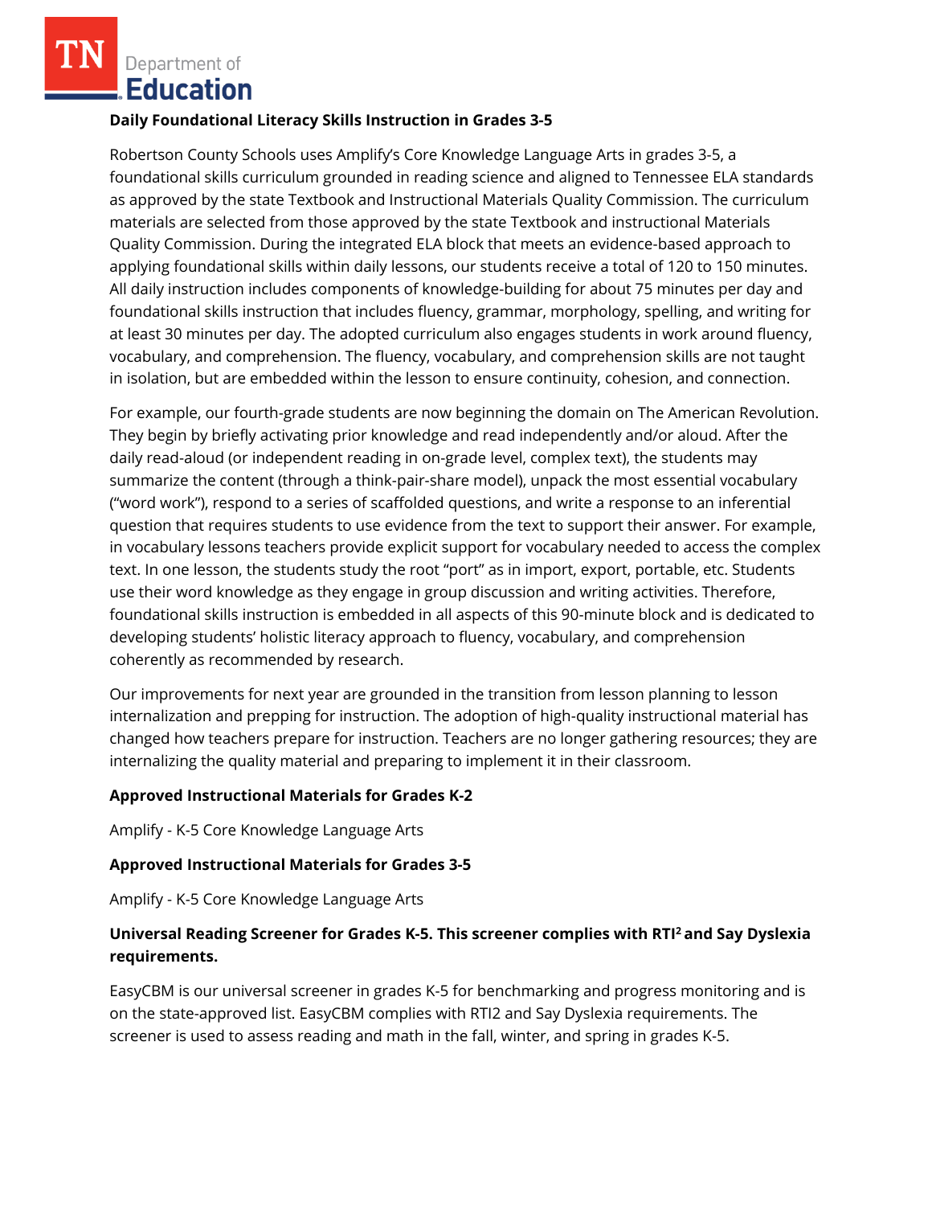**Daily Foundational Literacy Skills Instruction in Grades 3-5**

Robertson County Schools uses Amplify's Core Knowledge Language Arts in grades 3-5, a foundational skills curriculum grounded in reading science and aligned to Tennessee ELA standards as approved by the state Textbook and Instructional Materials Quality Commission. The curriculum materials are selected from those approved by the state Textbook and instructional Materials Quality Commission. During the integrated ELA block that meets an evidence-based approach to applying foundational skills within daily lessons, our students receive a total of 120 to 150 minutes. All daily instruction includes components of knowledge-building for about 75 minutes per day and foundational skills instruction that includes fluency, grammar, morphology, spelling, and writing for at least 30 minutes per day. The adopted curriculum also engages students in work around fluency, vocabulary, and comprehension. The fluency, vocabulary, and comprehension skills are not taught in isolation, but are embedded within the lesson to ensure continuity, cohesion, and connection.

For example, our fourth-grade students are now beginning the domain on The American Revolution. They begin by briefly activating prior knowledge and read independently and/or aloud. After the daily read-aloud (or independent reading in on-grade level, complex text), the students may summarize the content (through a think-pair-share model), unpack the most essential vocabulary ("word work"), respond to a series of scaffolded questions, and write a response to an inferential question that requires students to use evidence from the text to support their answer. For example, in vocabulary lessons teachers provide explicit support for vocabulary needed to access the complex text. In one lesson, the students study the root "port" as in import, export, portable, etc. Students use their word knowledge as they engage in group discussion and writing activities. Therefore, foundational skills instruction is embedded in all aspects of this 90-minute block and is dedicated to developing students' holistic literacy approach to fluency, vocabulary, and comprehension coherently as recommended by research.

Our improvements for next year are grounded in the transition from lesson planning to lesson internalization and prepping for instruction. The adoption of high-quality instructional material has changed how teachers prepare for instruction. Teachers are no longer gathering resources; they are internalizing the quality material and preparing to implement it in their classroom.

**Approved Instructional Materials for Grades K-2**

Amplify - K-5 Core Knowledge Language Arts

**Approved Instructional Materials for Grades 3-5**

Amplify - K-5 Core Knowledge Language Arts

**Universal Reading Screener for Grades K-5. This screener complies with RTI$^2$ and Say Dyslexia requirements.**

EasyCBM is our universal screener in grades K-5 for benchmarking and progress monitoring and is on the state-approved list. EasyCBM complies with RTI2 and Say Dyslexia requirements. The screener is used to assess reading and math in the fall, winter, and spring in grades K-5.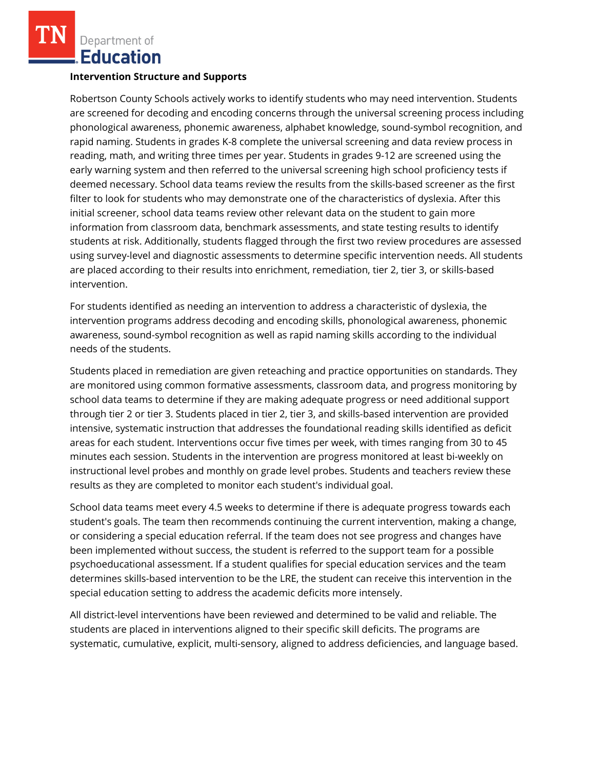**Intervention Structure and Supports**

Robertson County Schools actively works to identify students who may need intervention. Students are screened for decoding and encoding concerns through the universal screening process including phonological awareness, phonemic awareness, alphabet knowledge, sound-symbol recognition, and rapid naming. Students in grades K-8 complete the universal screening and data review process in reading, math, and writing three times per year. Students in grades 9-12 are screened using the early warning system and then referred to the universal screening high school proficiency tests if deemed necessary. School data teams review the results from the skills-based screener as the first filter to look for students who may demonstrate one of the characteristics of dyslexia. After this initial screener, school data teams review other relevant data on the student to gain more information from classroom data, benchmark assessments, and state testing results to identify students at risk. Additionally, students flagged through the first two review procedures are assessed using survey-level and diagnostic assessments to determine specific intervention needs. All students are placed according to their results into enrichment, remediation, tier 2, tier 3, or skills-based intervention.

For students identified as needing an intervention to address a characteristic of dyslexia, the intervention programs address decoding and encoding skills, phonological awareness, phonemic awareness, sound-symbol recognition as well as rapid naming skills according to the individual needs of the students.

Students placed in remediation are given reteaching and practice opportunities on standards. They are monitored using common formative assessments, classroom data, and progress monitoring by school data teams to determine if they are making adequate progress or need additional support through tier 2 or tier 3. Students placed in tier 2, tier 3, and skills-based intervention are provided intensive, systematic instruction that addresses the foundational reading skills identified as deficit areas for each student. Interventions occur five times per week, with times ranging from 30 to 45 minutes each session. Students in the intervention are progress monitored at least bi-weekly on instructional level probes and monthly on grade level probes. Students and teachers review these results as they are completed to monitor each student's individual goal.

School data teams meet every 4.5 weeks to determine if there is adequate progress towards each student's goals. The team then recommends continuing the current intervention, making a change, or considering a special education referral. If the team does not see progress and changes have been implemented without success, the student is referred to the support team for a possible psychoeducational assessment. If a student qualifies for special education services and the team determines skills-based intervention to be the LRE, the student can receive this intervention in the special education setting to address the academic deficits more intensely.

All district-level interventions have been reviewed and determined to be valid and reliable. The students are placed in interventions aligned to their specific skill deficits. The programs are systematic, cumulative, explicit, multi-sensory, aligned to address deficiencies, and language based.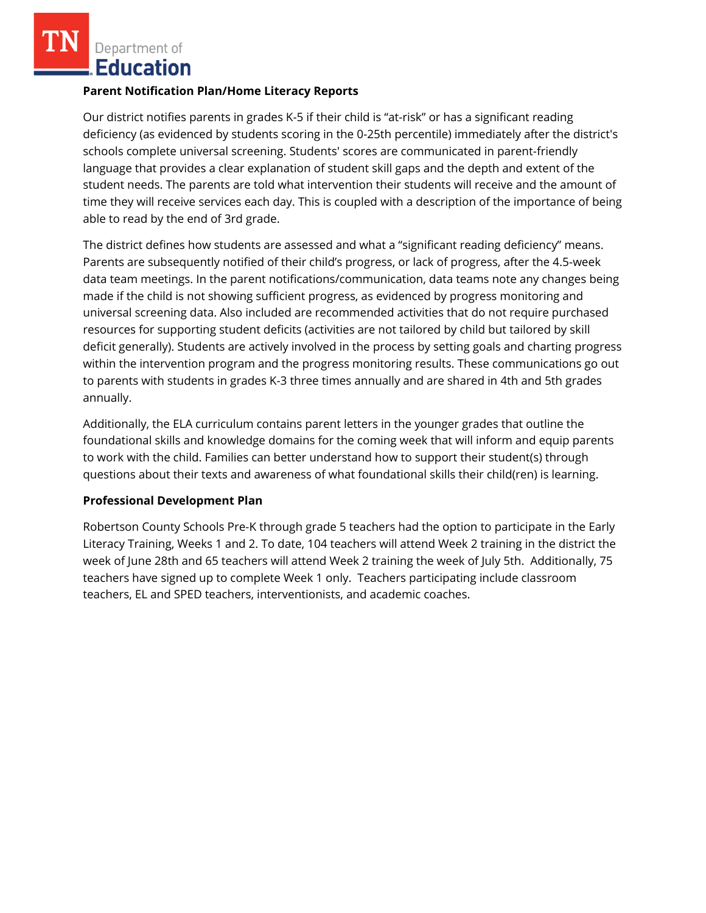**Parent Notification Plan/Home Literacy Reports**

Our district notifies parents in grades K-5 if their child is "at-risk" or has a significant reading deficiency (as evidenced by students scoring in the 0-25th percentile) immediately after the district's schools complete universal screening. Students' scores are communicated in parent-friendly language that provides a clear explanation of student skill gaps and the depth and extent of the student needs. The parents are told what intervention their students will receive and the amount of time they will receive services each day. This is coupled with a description of the importance of being able to read by the end of 3rd grade.

The district defines how students are assessed and what a "significant reading deficiency" means. Parents are subsequently notified of their child's progress, or lack of progress, after the 4.5-week data team meetings. In the parent notifications/communication, data teams note any changes being made if the child is not showing sufficient progress, as evidenced by progress monitoring and universal screening data. Also included are recommended activities that do not require purchased resources for supporting student deficits (activities are not tailored by child but tailored by skill deficit generally). Students are actively involved in the process by setting goals and charting progress within the intervention program and the progress monitoring results. These communications go out to parents with students in grades K-3 three times annually and are shared in 4th and 5th grades annually.

Additionally, the ELA curriculum contains parent letters in the younger grades that outline the foundational skills and knowledge domains for the coming week that will inform and equip parents to work with the child. Families can better understand how to support their student(s) through questions about their texts and awareness of what foundational skills their child(ren) is learning.

**Professional Development Plan**

Robertson County Schools Pre-K through grade 5 teachers had the option to participate in the Early Literacy Training, Weeks 1 and 2. To date, 104 teachers will attend Week 2 training in the district the week of June 28th and 65 teachers will attend Week 2 training the week of July 5th. Additionally, 75 teachers have signed up to complete Week 1 only. Teachers participating include classroom teachers, EL and SPED teachers, interventionists, and academic coaches.